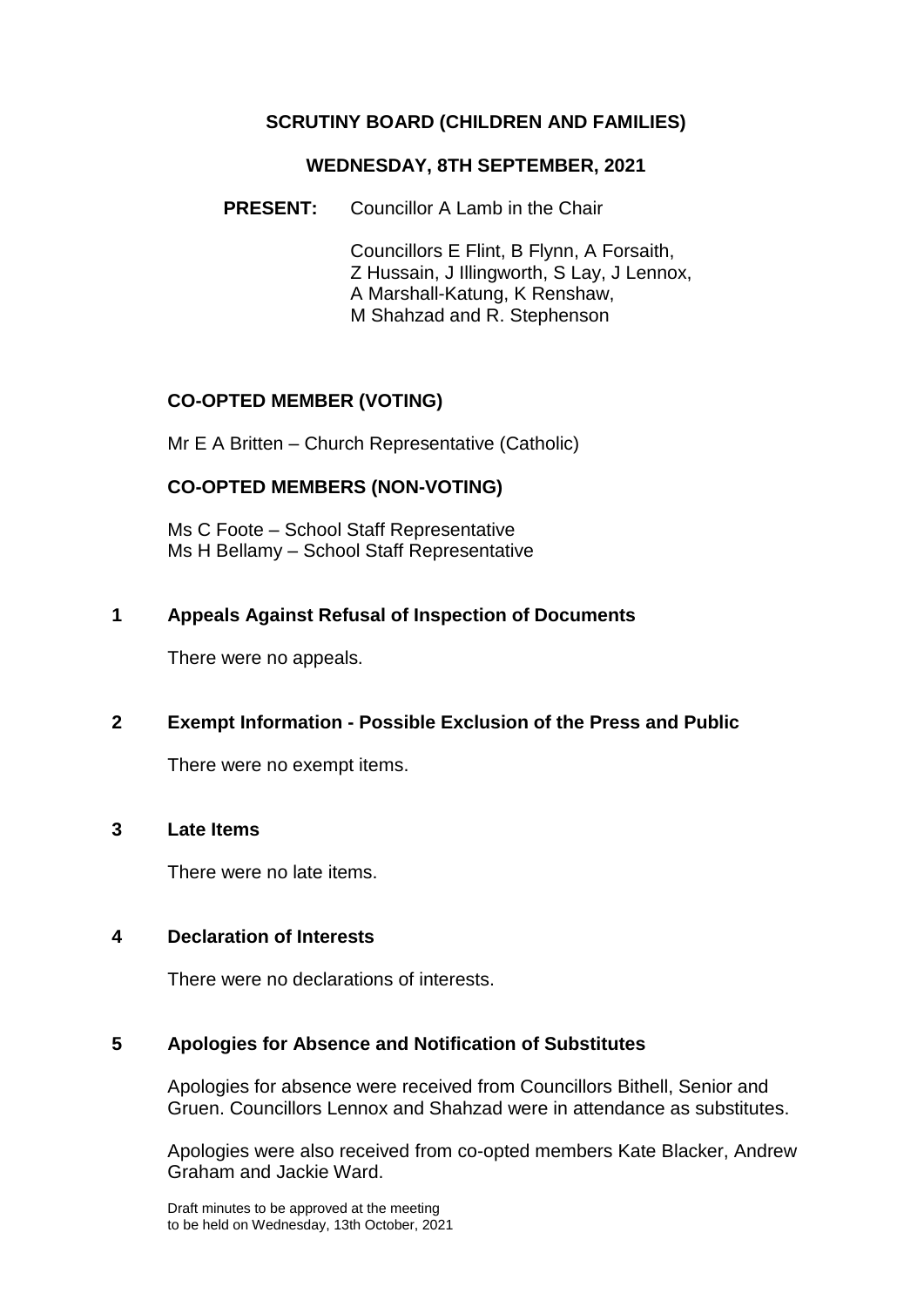# SCRUTINY BOARD (CHILDREN AND FAMILIES)

## WEDNESDAY, 8TH SEPTEMBER, 2021

**PRESENT:** Councillor A Lamb in the Chair

Councillors E Flint, B Flynn, A Forsaith, Z Hussain, J Illingworth, S Lay, J Lennox, A Marshall-Katung, K Renshaw, M Shahzad and R. Stephenson

### CO-OPTED MEMBER (VOTING)

Mr E A Britten – Church Representative (Catholic)

### CO-OPTED MEMBERS (NON-VOTING)

Ms C Foote – School Staff Representative
Ms H Bellamy – School Staff Representative

### 1 Appeals Against Refusal of Inspection of Documents

There were no appeals.

### 2 Exempt Information - Possible Exclusion of the Press and Public

There were no exempt items.

### 3 Late Items

There were no late items.

### 4 Declaration of Interests

There were no declarations of interests.

### 5 Apologies for Absence and Notification of Substitutes

Apologies for absence were received from Councillors Bithell, Senior and Gruen. Councillors Lennox and Shahzad were in attendance as substitutes.

Apologies were also received from co-opted members Kate Blacker, Andrew Graham and Jackie Ward.

Draft minutes to be approved at the meeting to be held on Wednesday, 13th October, 2021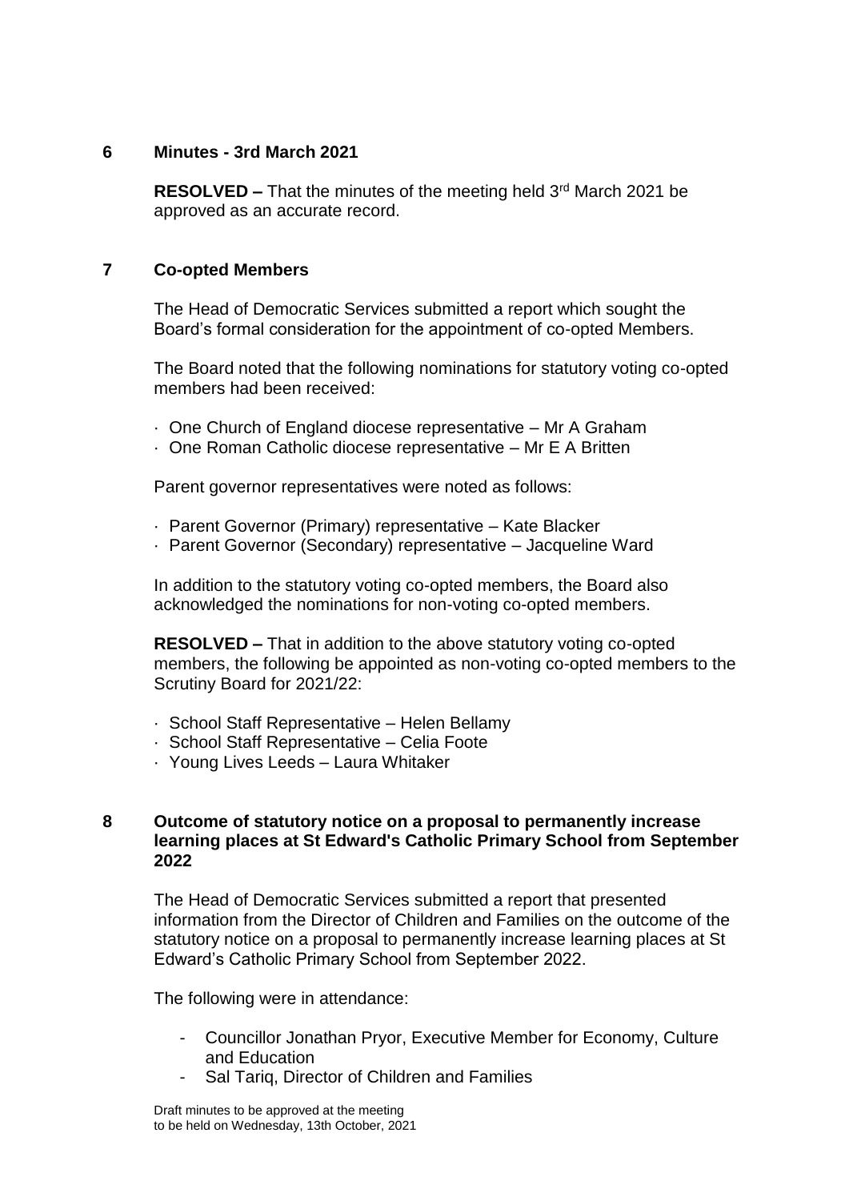## 6 Minutes - 3rd March 2021

**RESOLVED –** That the minutes of the meeting held 3rd March 2021 be approved as an accurate record.

## 7 Co-opted Members

The Head of Democratic Services submitted a report which sought the Board's formal consideration for the appointment of co-opted Members.

The Board noted that the following nominations for statutory voting co-opted members had been received:

- One Church of England diocese representative – Mr A Graham
- One Roman Catholic diocese representative – Mr E A Britten

Parent governor representatives were noted as follows:

- Parent Governor (Primary) representative – Kate Blacker
- Parent Governor (Secondary) representative – Jacqueline Ward

In addition to the statutory voting co-opted members, the Board also acknowledged the nominations for non-voting co-opted members.

**RESOLVED –** That in addition to the above statutory voting co-opted members, the following be appointed as non-voting co-opted members to the Scrutiny Board for 2021/22:

- School Staff Representative – Helen Bellamy
- School Staff Representative – Celia Foote
- Young Lives Leeds – Laura Whitaker

## 8 Outcome of statutory notice on a proposal to permanently increase learning places at St Edward's Catholic Primary School from September 2022

The Head of Democratic Services submitted a report that presented information from the Director of Children and Families on the outcome of the statutory notice on a proposal to permanently increase learning places at St Edward's Catholic Primary School from September 2022.

The following were in attendance:

- Councillor Jonathan Pryor, Executive Member for Economy, Culture and Education
- Sal Tariq, Director of Children and Families

Draft minutes to be approved at the meeting to be held on Wednesday, 13th October, 2021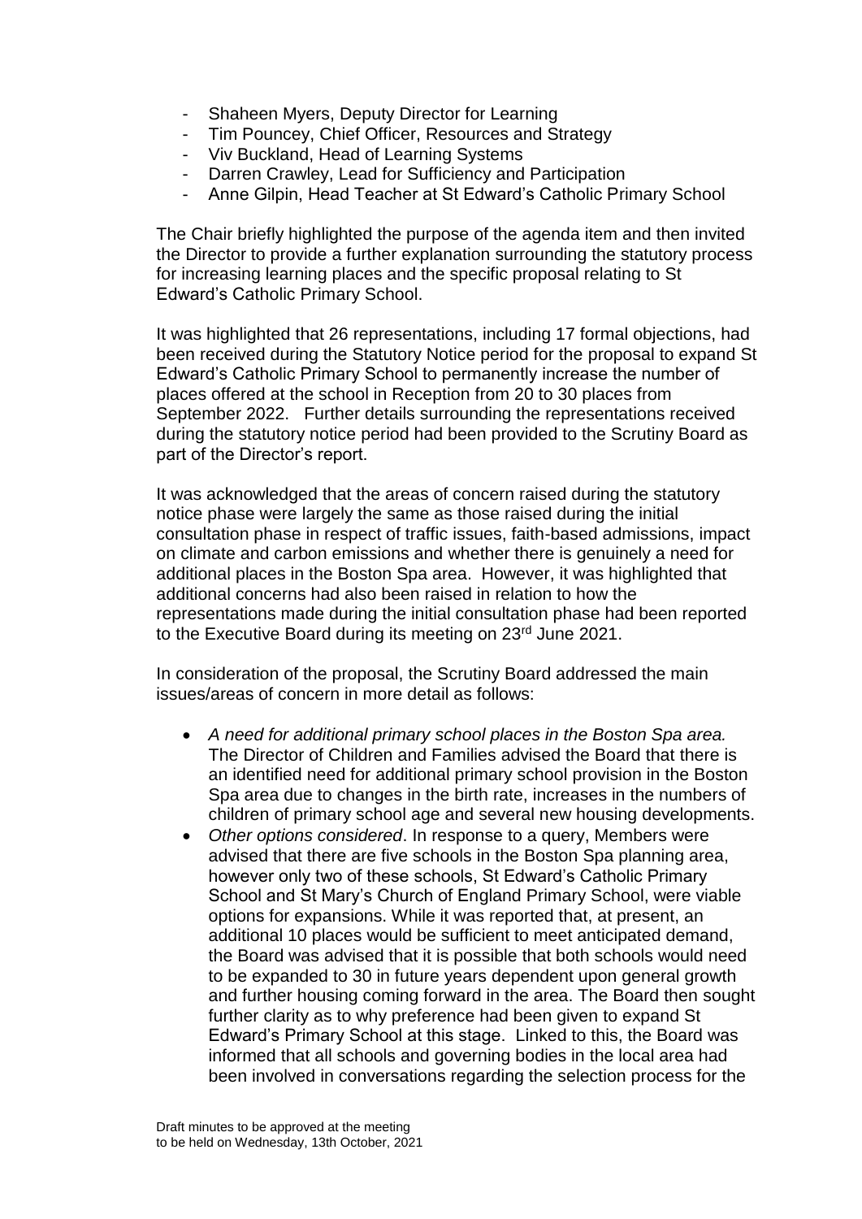- Shaheen Myers, Deputy Director for Learning
- Tim Pouncey, Chief Officer, Resources and Strategy
- Viv Buckland, Head of Learning Systems
- Darren Crawley, Lead for Sufficiency and Participation
- Anne Gilpin, Head Teacher at St Edward's Catholic Primary School

The Chair briefly highlighted the purpose of the agenda item and then invited the Director to provide a further explanation surrounding the statutory process for increasing learning places and the specific proposal relating to St Edward's Catholic Primary School.

It was highlighted that 26 representations, including 17 formal objections, had been received during the Statutory Notice period for the proposal to expand St Edward's Catholic Primary School to permanently increase the number of places offered at the school in Reception from 20 to 30 places from September 2022. Further details surrounding the representations received during the statutory notice period had been provided to the Scrutiny Board as part of the Director's report.

It was acknowledged that the areas of concern raised during the statutory notice phase were largely the same as those raised during the initial consultation phase in respect of traffic issues, faith-based admissions, impact on climate and carbon emissions and whether there is genuinely a need for additional places in the Boston Spa area. However, it was highlighted that additional concerns had also been raised in relation to how the representations made during the initial consultation phase had been reported to the Executive Board during its meeting on 23rd June 2021.

In consideration of the proposal, the Scrutiny Board addressed the main issues/areas of concern in more detail as follows:

- *A need for additional primary school places in the Boston Spa area.* The Director of Children and Families advised the Board that there is an identified need for additional primary school provision in the Boston Spa area due to changes in the birth rate, increases in the numbers of children of primary school age and several new housing developments.
- *Other options considered*. In response to a query, Members were advised that there are five schools in the Boston Spa planning area, however only two of these schools, St Edward's Catholic Primary School and St Mary's Church of England Primary School, were viable options for expansions. While it was reported that, at present, an additional 10 places would be sufficient to meet anticipated demand, the Board was advised that it is possible that both schools would need to be expanded to 30 in future years dependent upon general growth and further housing coming forward in the area. The Board then sought further clarity as to why preference had been given to expand St Edward's Primary School at this stage. Linked to this, the Board was informed that all schools and governing bodies in the local area had been involved in conversations regarding the selection process for the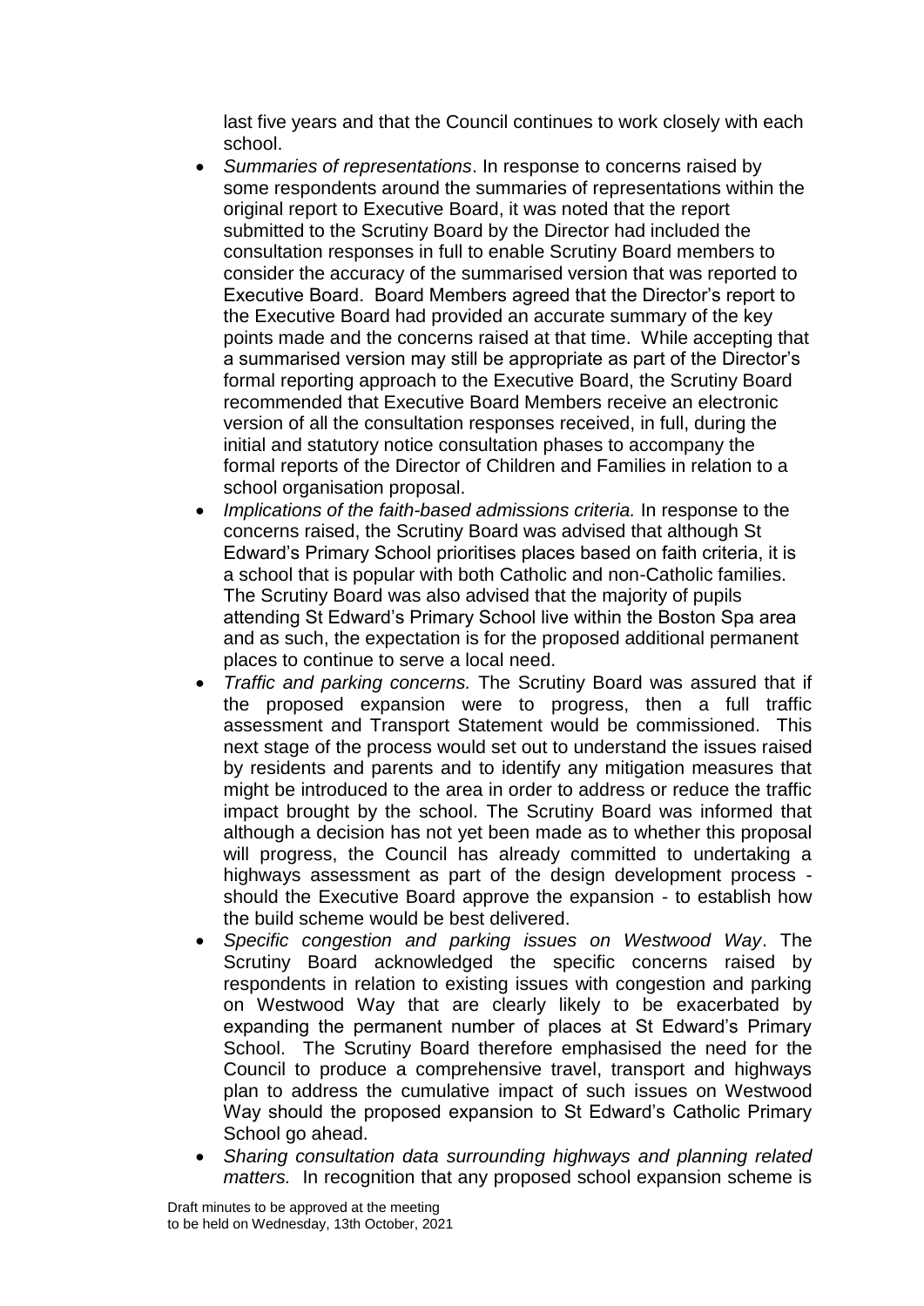last five years and that the Council continues to work closely with each school.

- *Summaries of representations*. In response to concerns raised by some respondents around the summaries of representations within the original report to Executive Board, it was noted that the report submitted to the Scrutiny Board by the Director had included the consultation responses in full to enable Scrutiny Board members to consider the accuracy of the summarised version that was reported to Executive Board. Board Members agreed that the Director's report to the Executive Board had provided an accurate summary of the key points made and the concerns raised at that time. While accepting that a summarised version may still be appropriate as part of the Director's formal reporting approach to the Executive Board, the Scrutiny Board recommended that Executive Board Members receive an electronic version of all the consultation responses received, in full, during the initial and statutory notice consultation phases to accompany the formal reports of the Director of Children and Families in relation to a school organisation proposal.
- *Implications of the faith-based admissions criteria.* In response to the concerns raised, the Scrutiny Board was advised that although St Edward's Primary School prioritises places based on faith criteria, it is a school that is popular with both Catholic and non-Catholic families. The Scrutiny Board was also advised that the majority of pupils attending St Edward's Primary School live within the Boston Spa area and as such, the expectation is for the proposed additional permanent places to continue to serve a local need.
- *Traffic and parking concerns.* The Scrutiny Board was assured that if the proposed expansion were to progress, then a full traffic assessment and Transport Statement would be commissioned. This next stage of the process would set out to understand the issues raised by residents and parents and to identify any mitigation measures that might be introduced to the area in order to address or reduce the traffic impact brought by the school. The Scrutiny Board was informed that although a decision has not yet been made as to whether this proposal will progress, the Council has already committed to undertaking a highways assessment as part of the design development process - should the Executive Board approve the expansion - to establish how the build scheme would be best delivered.
- *Specific congestion and parking issues on Westwood Way*. The Scrutiny Board acknowledged the specific concerns raised by respondents in relation to existing issues with congestion and parking on Westwood Way that are clearly likely to be exacerbated by expanding the permanent number of places at St Edward's Primary School. The Scrutiny Board therefore emphasised the need for the Council to produce a comprehensive travel, transport and highways plan to address the cumulative impact of such issues on Westwood Way should the proposed expansion to St Edward's Catholic Primary School go ahead.
- *Sharing consultation data surrounding highways and planning related matters.* In recognition that any proposed school expansion scheme is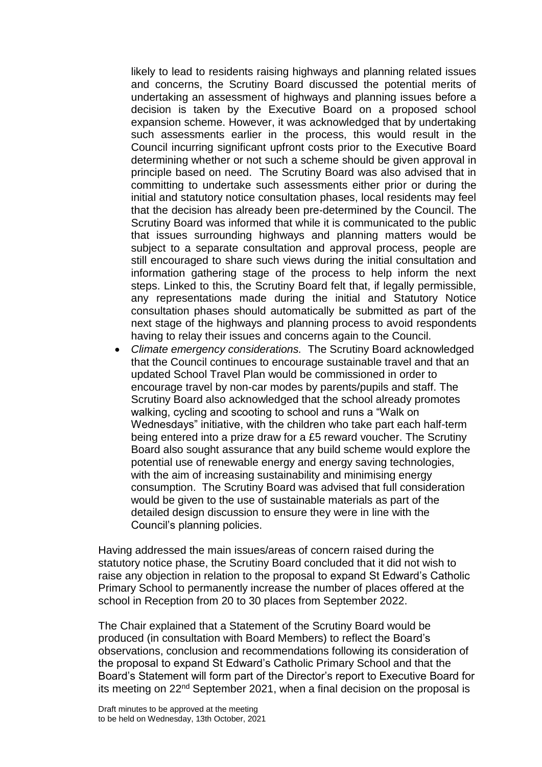likely to lead to residents raising highways and planning related issues and concerns, the Scrutiny Board discussed the potential merits of undertaking an assessment of highways and planning issues before a decision is taken by the Executive Board on a proposed school expansion scheme. However, it was acknowledged that by undertaking such assessments earlier in the process, this would result in the Council incurring significant upfront costs prior to the Executive Board determining whether or not such a scheme should be given approval in principle based on need. The Scrutiny Board was also advised that in committing to undertake such assessments either prior or during the initial and statutory notice consultation phases, local residents may feel that the decision has already been pre-determined by the Council. The Scrutiny Board was informed that while it is communicated to the public that issues surrounding highways and planning matters would be subject to a separate consultation and approval process, people are still encouraged to share such views during the initial consultation and information gathering stage of the process to help inform the next steps. Linked to this, the Scrutiny Board felt that, if legally permissible, any representations made during the initial and Statutory Notice consultation phases should automatically be submitted as part of the next stage of the highways and planning process to avoid respondents having to relay their issues and concerns again to the Council.

- *Climate emergency considerations.* The Scrutiny Board acknowledged that the Council continues to encourage sustainable travel and that an updated School Travel Plan would be commissioned in order to encourage travel by non-car modes by parents/pupils and staff. The Scrutiny Board also acknowledged that the school already promotes walking, cycling and scooting to school and runs a "Walk on Wednesdays" initiative, with the children who take part each half-term being entered into a prize draw for a £5 reward voucher. The Scrutiny Board also sought assurance that any build scheme would explore the potential use of renewable energy and energy saving technologies, with the aim of increasing sustainability and minimising energy consumption. The Scrutiny Board was advised that full consideration would be given to the use of sustainable materials as part of the detailed design discussion to ensure they were in line with the Council's planning policies.

Having addressed the main issues/areas of concern raised during the statutory notice phase, the Scrutiny Board concluded that it did not wish to raise any objection in relation to the proposal to expand St Edward's Catholic Primary School to permanently increase the number of places offered at the school in Reception from 20 to 30 places from September 2022.

The Chair explained that a Statement of the Scrutiny Board would be produced (in consultation with Board Members) to reflect the Board's observations, conclusion and recommendations following its consideration of the proposal to expand St Edward's Catholic Primary School and that the Board's Statement will form part of the Director's report to Executive Board for its meeting on 22nd September 2021, when a final decision on the proposal is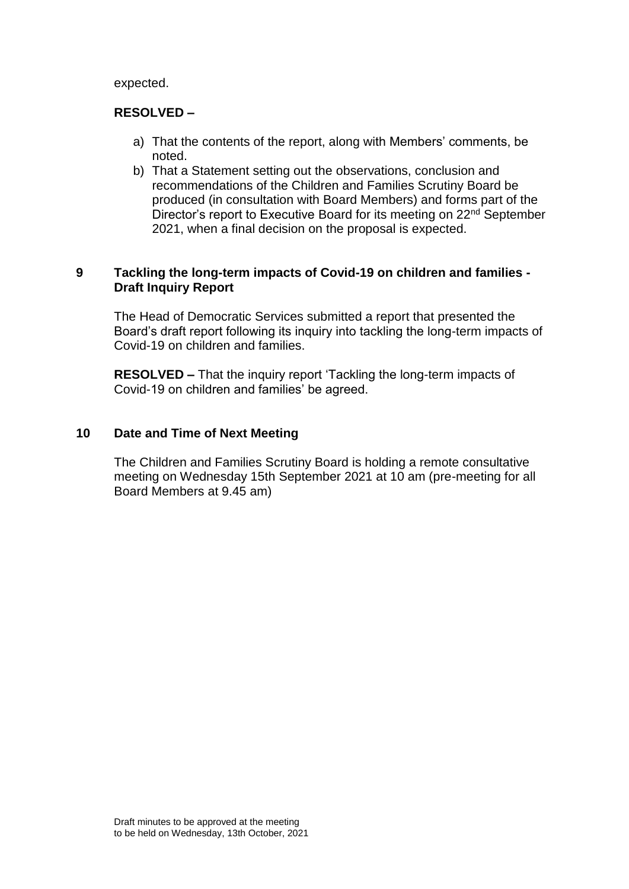expected.

**RESOLVED –**

a) That the contents of the report, along with Members' comments, be noted.
b) That a Statement setting out the observations, conclusion and recommendations of the Children and Families Scrutiny Board be produced (in consultation with Board Members) and forms part of the Director's report to Executive Board for its meeting on 22nd September 2021, when a final decision on the proposal is expected.

## 9 Tackling the long-term impacts of Covid-19 on children and families - Draft Inquiry Report

The Head of Democratic Services submitted a report that presented the Board's draft report following its inquiry into tackling the long-term impacts of Covid-19 on children and families.

**RESOLVED –** That the inquiry report 'Tackling the long-term impacts of Covid-19 on children and families' be agreed.

## 10 Date and Time of Next Meeting

The Children and Families Scrutiny Board is holding a remote consultative meeting on Wednesday 15th September 2021 at 10 am (pre-meeting for all Board Members at 9.45 am)